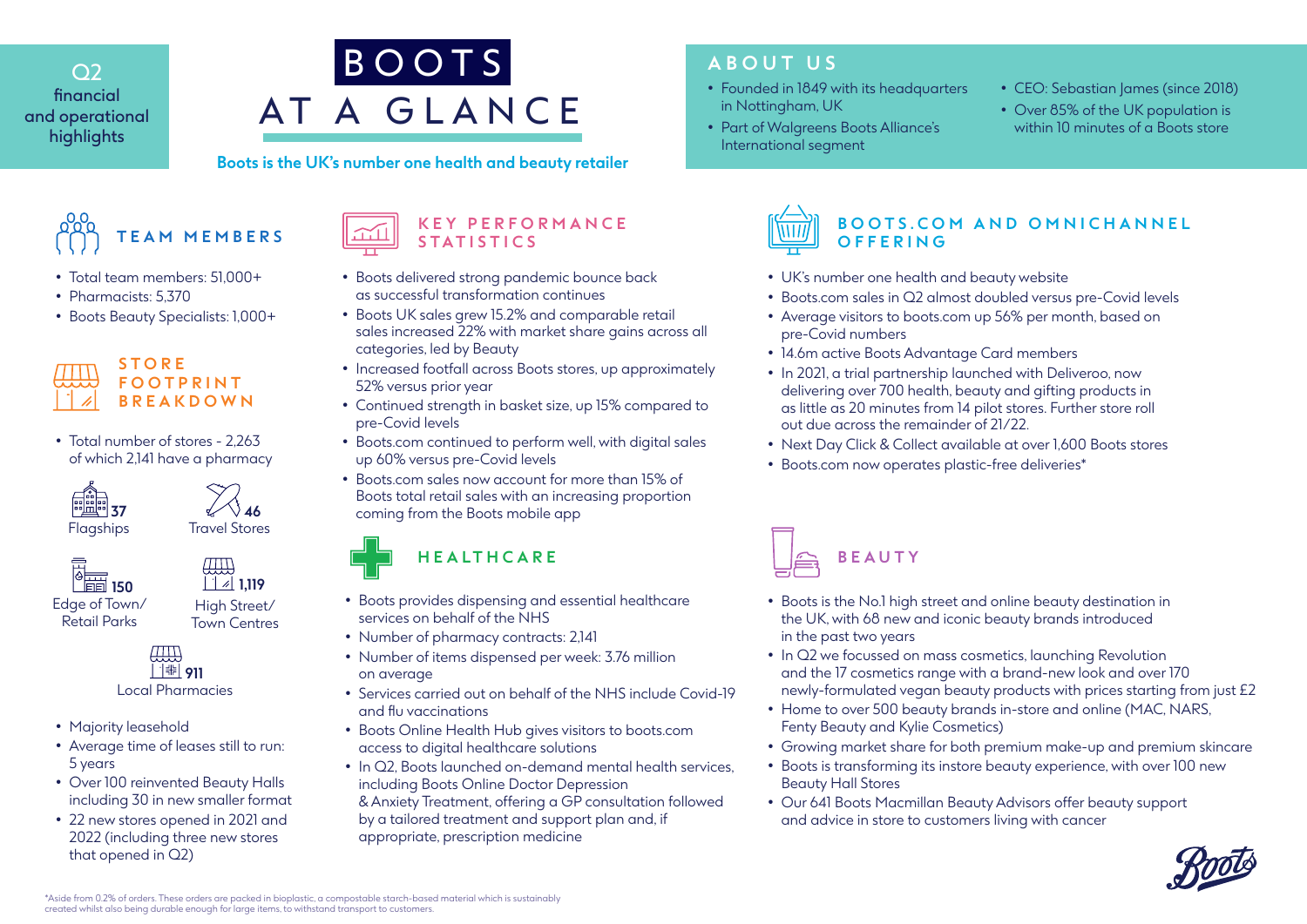Q2 financial and operational highlights

# BOOTS AT A GLANCE

**Boots is the UK's number one health and beauty retailer**

## ABOUT US

- Founded in 1849 with its headquarters in Nottingham, UK
- Part of Walgreens Boots Alliance's International segment
- CEO: Sebastian James (since 2018)
- Over 85% of the UK population is within 10 minutes of a Boots store

## TEAM MEMBERS

- Total team members: 51,000+
- Pharmacists: 5,370
- Boots Beauty Specialists: 1,000+

## STORE FOOTPRINT BREAKDOWN

- Total number of stores - 2,263 of which 2,141 have a pharmacy

| Store type | Number |
| --- | --- |
| Flagships | 37 |
| Travel Stores | 46 |
| Edge of Town/ Retail Parks | 150 |
| High Street/ Town Centres | 1,119 |
| Local Pharmacies | 911 |

- Majority leasehold
- Average time of leases still to run: 5 years
- Over 100 reinvented Beauty Halls including 30 in new smaller format
- 22 new stores opened in 2021 and 2022 (including three new stores that opened in Q2)

## KEY PERFORMANCE STATISTICS

- Boots delivered strong pandemic bounce back as successful transformation continues
- Boots UK sales grew 15.2% and comparable retail sales increased 22% with market share gains across all categories, led by Beauty
- Increased footfall across Boots stores, up approximately 52% versus prior year
- Continued strength in basket size, up 15% compared to pre-Covid levels
- Boots.com continued to perform well, with digital sales up 60% versus pre-Covid levels
- Boots.com sales now account for more than 15% of Boots total retail sales with an increasing proportion coming from the Boots mobile app

## HEALTHCARE

- Boots provides dispensing and essential healthcare services on behalf of the NHS
- Number of pharmacy contracts: 2,141
- Number of items dispensed per week: 3.76 million on average
- Services carried out on behalf of the NHS include Covid-19 and flu vaccinations
- Boots Online Health Hub gives visitors to boots.com access to digital healthcare solutions
- In Q2, Boots launched on-demand mental health services, including Boots Online Doctor Depression & Anxiety Treatment, offering a GP consultation followed by a tailored treatment and support plan and, if appropriate, prescription medicine

## BOOTS.COM AND OMNICHANNEL OFFERING

- UK's number one health and beauty website
- Boots.com sales in Q2 almost doubled versus pre-Covid levels
- Average visitors to boots.com up 56% per month, based on pre-Covid numbers
- 14.6m active Boots Advantage Card members
- In 2021, a trial partnership launched with Deliveroo, now delivering over 700 health, beauty and gifting products in as little as 20 minutes from 14 pilot stores. Further store roll out due across the remainder of 21/22.
- Next Day Click & Collect available at over 1,600 Boots stores
- Boots.com now operates plastic-free deliveries*

## BEAUTY

- Boots is the No.1 high street and online beauty destination in the UK, with 68 new and iconic beauty brands introduced in the past two years
- In Q2 we focussed on mass cosmetics, launching Revolution and the 17 cosmetics range with a brand-new look and over 170 newly-formulated vegan beauty products with prices starting from just £2
- Home to over 500 beauty brands in-store and online (MAC, NARS, Fenty Beauty and Kylie Cosmetics)
- Growing market share for both premium make-up and premium skincare
- Boots is transforming its instore beauty experience, with over 100 new Beauty Hall Stores
- Our 641 Boots Macmillan Beauty Advisors offer beauty support and advice in store to customers living with cancer

*Aside from 0.2% of orders. These orders are packed in bioplastic, a compostable starch-based material which is sustainably created whilst also being durable enough for large items, to withstand transport to customers.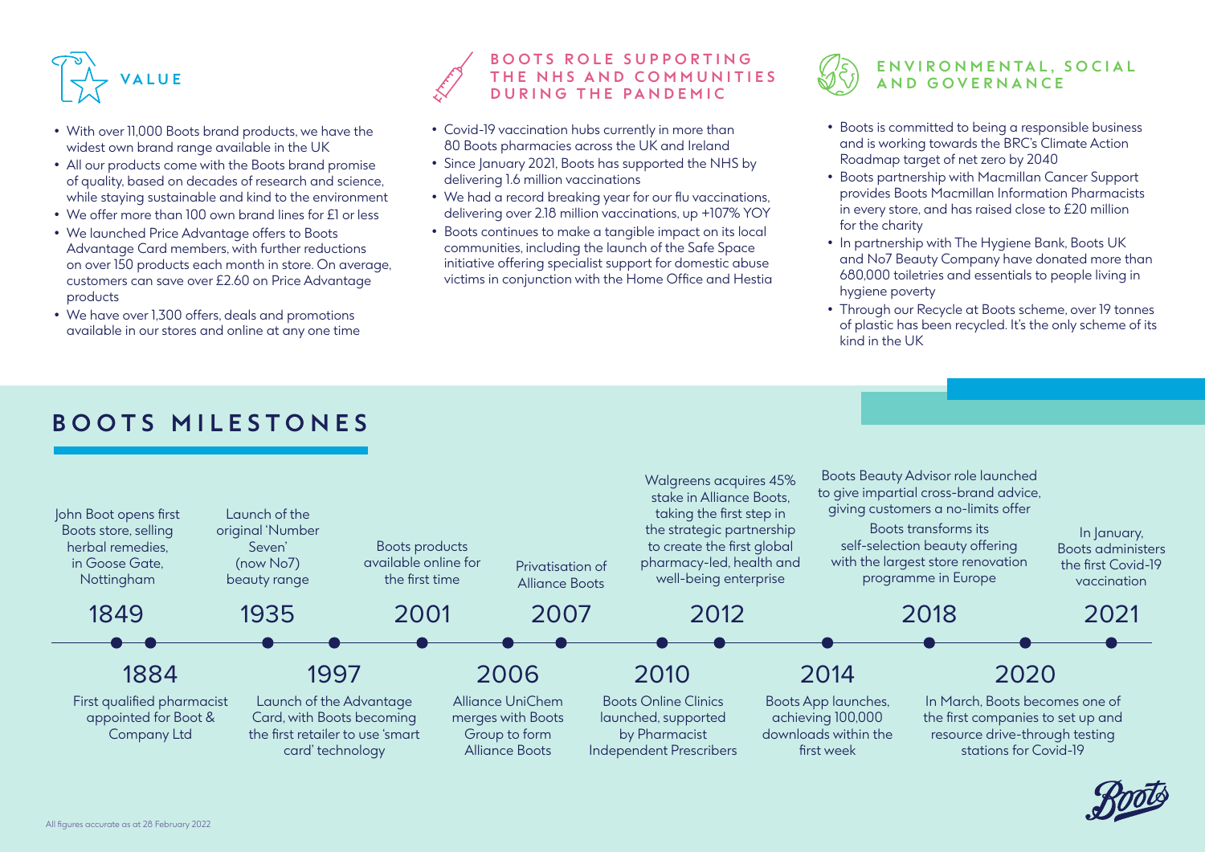## VALUE

- With over 11,000 Boots brand products, we have the widest own brand range available in the UK
- All our products come with the Boots brand promise of quality, based on decades of research and science, while staying sustainable and kind to the environment
- We offer more than 100 own brand lines for £1 or less
- We launched Price Advantage offers to Boots Advantage Card members, with further reductions on over 150 products each month in store. On average, customers can save over £2.60 on Price Advantage products
- We have over 1,300 offers, deals and promotions available in our stores and online at any one time

## BOOTS ROLE SUPPORTING THE NHS AND COMMUNITIES DURING THE PANDEMIC

- Covid-19 vaccination hubs currently in more than 80 Boots pharmacies across the UK and Ireland
- Since January 2021, Boots has supported the NHS by delivering 1.6 million vaccinations
- We had a record breaking year for our flu vaccinations, delivering over 2.18 million vaccinations, up +107% YOY
- Boots continues to make a tangible impact on its local communities, including the launch of the Safe Space initiative offering specialist support for domestic abuse victims in conjunction with the Home Office and Hestia

## ENVIRONMENTAL, SOCIAL AND GOVERNANCE

- Boots is committed to being a responsible business and is working towards the BRC's Climate Action Roadmap target of net zero by 2040
- Boots partnership with Macmillan Cancer Support provides Boots Macmillan Information Pharmacists in every store, and has raised close to £20 million for the charity
- In partnership with The Hygiene Bank, Boots UK and No7 Beauty Company have donated more than 680,000 toiletries and essentials to people living in hygiene poverty
- Through our Recycle at Boots scheme, over 19 tonnes of plastic has been recycled. It's the only scheme of its kind in the UK

# BOOTS MILESTONES

**1849** John Boot opens first Boots store, selling herbal remedies, in Goose Gate, Nottingham

**1884** First qualified pharmacist appointed for Boot & Company Ltd

**1935** Launch of the original 'Number Seven' (now No7) beauty range

**1997** Launch of the Advantage Card, with Boots becoming the first retailer to use 'smart card' technology

**2001** Boots products available online for the first time

**2006** Alliance UniChem merges with Boots Group to form Alliance Boots

**2007** Privatisation of Alliance Boots

**2010** Boots Online Clinics launched, supported by Pharmacist Independent Prescribers

**2012** Walgreens acquires 45% stake in Alliance Boots, taking the first step in the strategic partnership to create the first global pharmacy-led, health and well-being enterprise

**2014** Boots App launches, achieving 100,000 downloads within the first week

**2018** Boots Beauty Advisor role launched to give impartial cross-brand advice, giving customers a no-limits offer

Boots transforms its self-selection beauty offering with the largest store renovation programme in Europe

**2020** In March, Boots becomes one of the first companies to set up and resource drive-through testing stations for Covid-19

**2021** In January, Boots administers the first Covid-19 vaccination

All figures accurate as at 28 February 2022